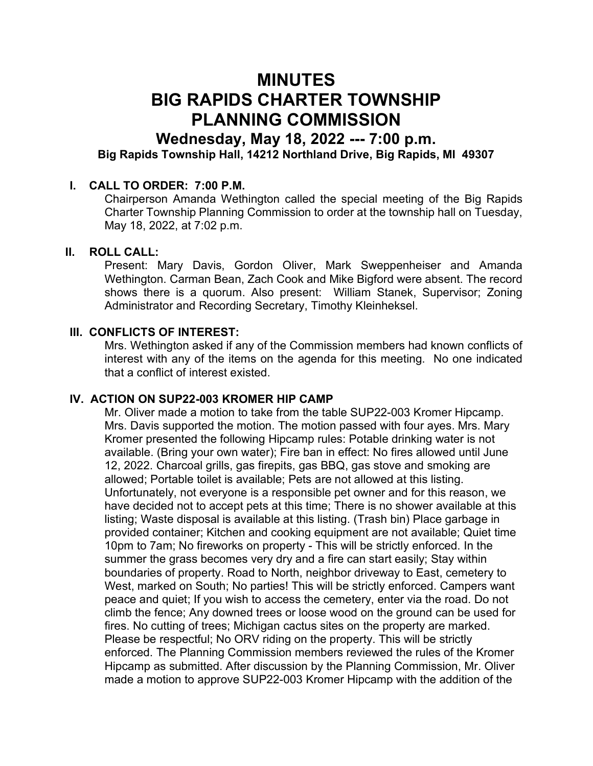# MINUTES
# BIG RAPIDS CHARTER TOWNSHIP
# PLANNING COMMISSION

## Wednesday, May 18, 2022 --- 7:00 p.m.

### Big Rapids Township Hall, 14212 Northland Drive, Big Rapids, MI 49307

**I. CALL TO ORDER: 7:00 P.M.**

Chairperson Amanda Wethington called the special meeting of the Big Rapids Charter Township Planning Commission to order at the township hall on Tuesday, May 18, 2022, at 7:02 p.m.

**II. ROLL CALL:**

Present: Mary Davis, Gordon Oliver, Mark Sweppenheiser and Amanda Wethington. Carman Bean, Zach Cook and Mike Bigford were absent. The record shows there is a quorum. Also present: William Stanek, Supervisor; Zoning Administrator and Recording Secretary, Timothy Kleinheksel.

**III. CONFLICTS OF INTEREST:**

Mrs. Wethington asked if any of the Commission members had known conflicts of interest with any of the items on the agenda for this meeting. No one indicated that a conflict of interest existed.

**IV. ACTION ON SUP22-003 KROMER HIP CAMP**

Mr. Oliver made a motion to take from the table SUP22-003 Kromer Hipcamp. Mrs. Davis supported the motion. The motion passed with four ayes. Mrs. Mary Kromer presented the following Hipcamp rules: Potable drinking water is not available. (Bring your own water); Fire ban in effect: No fires allowed until June 12, 2022. Charcoal grills, gas firepits, gas BBQ, gas stove and smoking are allowed; Portable toilet is available; Pets are not allowed at this listing. Unfortunately, not everyone is a responsible pet owner and for this reason, we have decided not to accept pets at this time; There is no shower available at this listing; Waste disposal is available at this listing. (Trash bin) Place garbage in provided container; Kitchen and cooking equipment are not available; Quiet time 10pm to 7am; No fireworks on property - This will be strictly enforced. In the summer the grass becomes very dry and a fire can start easily; Stay within boundaries of property. Road to North, neighbor driveway to East, cemetery to West, marked on South; No parties! This will be strictly enforced. Campers want peace and quiet; If you wish to access the cemetery, enter via the road. Do not climb the fence; Any downed trees or loose wood on the ground can be used for fires. No cutting of trees; Michigan cactus sites on the property are marked. Please be respectful; No ORV riding on the property. This will be strictly enforced. The Planning Commission members reviewed the rules of the Kromer Hipcamp as submitted. After discussion by the Planning Commission, Mr. Oliver made a motion to approve SUP22-003 Kromer Hipcamp with the addition of the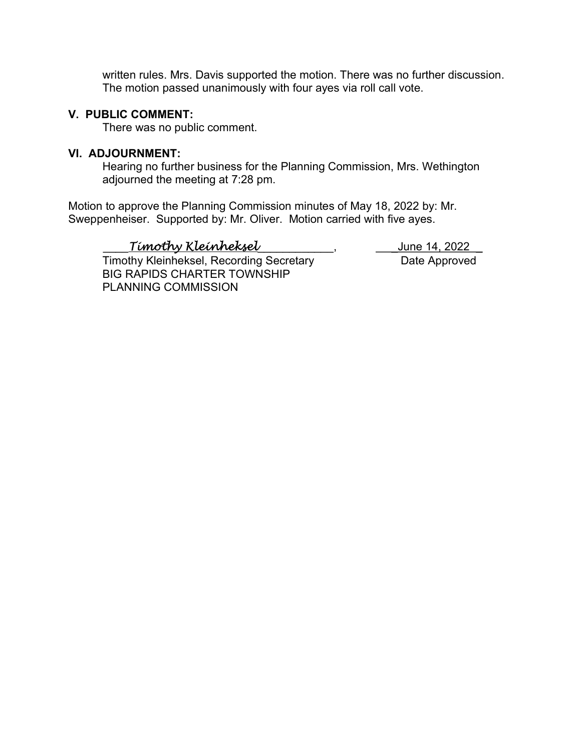written rules. Mrs. Davis supported the motion. There was no further discussion. The motion passed unanimously with four ayes via roll call vote.

## V. PUBLIC COMMENT:

There was no public comment.

## VI. ADJOURNMENT:

Hearing no further business for the Planning Commission, Mrs. Wethington adjourned the meeting at 7:28 pm.

Motion to approve the Planning Commission minutes of May 18, 2022 by: Mr. Sweppenheiser. Supported by: Mr. Oliver. Motion carried with five ayes.

*Timothy Kleinheksel*, June 14, 2022

Timothy Kleinheksel, Recording Secretary — Date Approved

BIG RAPIDS CHARTER TOWNSHIP
PLANNING COMMISSION